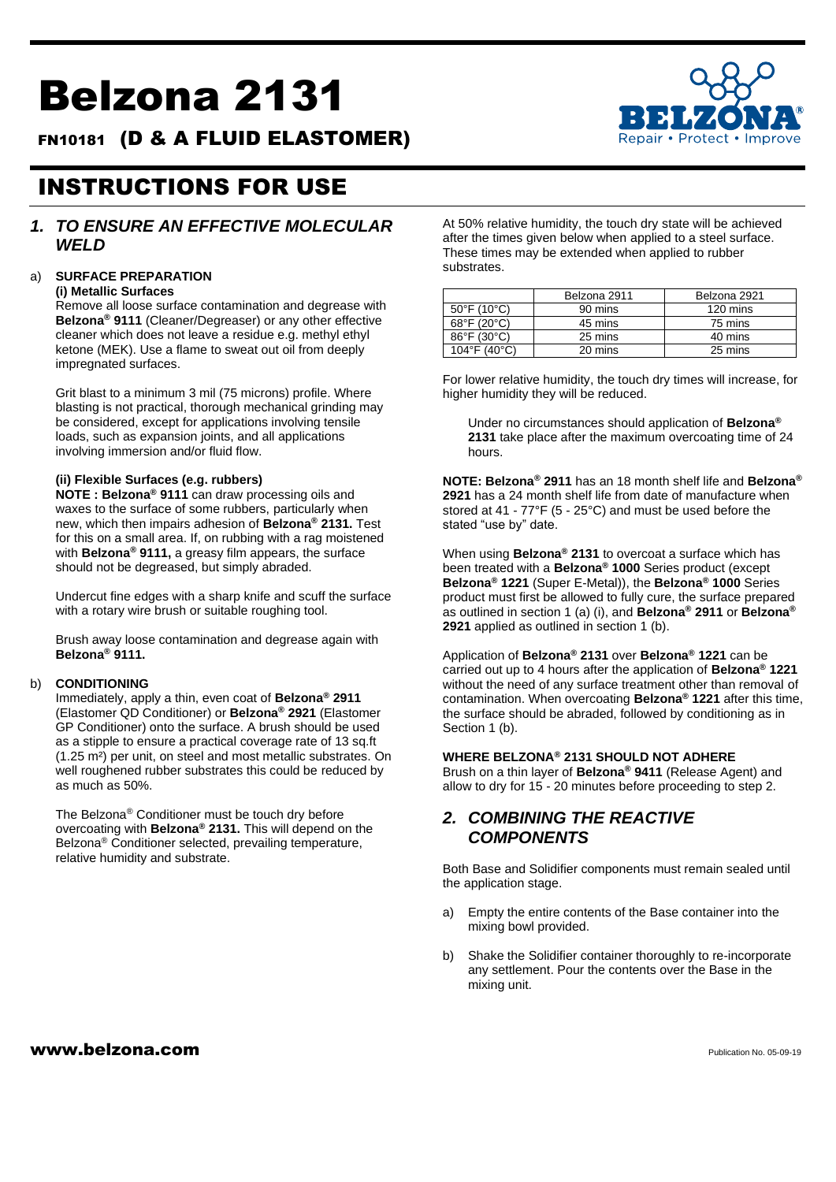# Belzona 2131

## FN10181 (D & A FLUID ELASTOMER)

# INSTRUCTIONS FOR USE

## *1. TO ENSURE AN EFFECTIVE MOLECULAR WELD*

a) **SURFACE PREPARATION**

**(i) Metallic Surfaces**

Remove all loose surface contamination and degrease with **Belzona® 9111** (Cleaner/Degreaser) or any other effective cleaner which does not leave a residue e.g. methyl ethyl ketone (MEK). Use a flame to sweat out oil from deeply impregnated surfaces.

Grit blast to a minimum 3 mil (75 microns) profile. Where blasting is not practical, thorough mechanical grinding may be considered, except for applications involving tensile loads, such as expansion joints, and all applications involving immersion and/or fluid flow.

**(ii) Flexible Surfaces (e.g. rubbers)**

**NOTE : Belzona® 9111** can draw processing oils and waxes to the surface of some rubbers, particularly when new, which then impairs adhesion of **Belzona® 2131.** Test for this on a small area. If, on rubbing with a rag moistened with **Belzona® 9111,** a greasy film appears, the surface should not be degreased, but simply abraded.

Undercut fine edges with a sharp knife and scuff the surface with a rotary wire brush or suitable roughing tool.

Brush away loose contamination and degrease again with **Belzona® 9111.**

b) **CONDITIONING**

Immediately, apply a thin, even coat of **Belzona® 2911** (Elastomer QD Conditioner) or **Belzona® 2921** (Elastomer GP Conditioner) onto the surface. A brush should be used as a stipple to ensure a practical coverage rate of 13 sq.ft (1.25 m²) per unit, on steel and most metallic substrates. On well roughened rubber substrates this could be reduced by as much as 50%.

The Belzona® Conditioner must be touch dry before overcoating with **Belzona® 2131.** This will depend on the Belzona® Conditioner selected, prevailing temperature, relative humidity and substrate.

At 50% relative humidity, the touch dry state will be achieved after the times given below when applied to a steel surface. These times may be extended when applied to rubber substrates.

| | Belzona 2911 | Belzona 2921 |
|---|---|---|
| 50°F (10°C) | 90 mins | 120 mins |
| 68°F (20°C) | 45 mins | 75 mins |
| 86°F (30°C) | 25 mins | 40 mins |
| 104°F (40°C) | 20 mins | 25 mins |

For lower relative humidity, the touch dry times will increase, for higher humidity they will be reduced.

Under no circumstances should application of **Belzona® 2131** take place after the maximum overcoating time of 24 hours.

**NOTE: Belzona® 2911** has an 18 month shelf life and **Belzona® 2921** has a 24 month shelf life from date of manufacture when stored at 41 - 77°F (5 - 25°C) and must be used before the stated "use by" date.

When using **Belzona® 2131** to overcoat a surface which has been treated with a **Belzona® 1000** Series product (except **Belzona® 1221** (Super E-Metal)), the **Belzona® 1000** Series product must first be allowed to fully cure, the surface prepared as outlined in section 1 (a) (i), and **Belzona® 2911** or **Belzona® 2921** applied as outlined in section 1 (b).

Application of **Belzona® 2131** over **Belzona® 1221** can be carried out up to 4 hours after the application of **Belzona® 1221** without the need of any surface treatment other than removal of contamination. When overcoating **Belzona® 1221** after this time, the surface should be abraded, followed by conditioning as in Section 1 (b).

**WHERE BELZONA® 2131 SHOULD NOT ADHERE**

Brush on a thin layer of **Belzona® 9411** (Release Agent) and allow to dry for 15 - 20 minutes before proceeding to step 2.

## *2. COMBINING THE REACTIVE COMPONENTS*

Both Base and Solidifier components must remain sealed until the application stage.

a) Empty the entire contents of the Base container into the mixing bowl provided.

b) Shake the Solidifier container thoroughly to re-incorporate any settlement. Pour the contents over the Base in the mixing unit.

www.belzona.com

Publication No. 05-09-19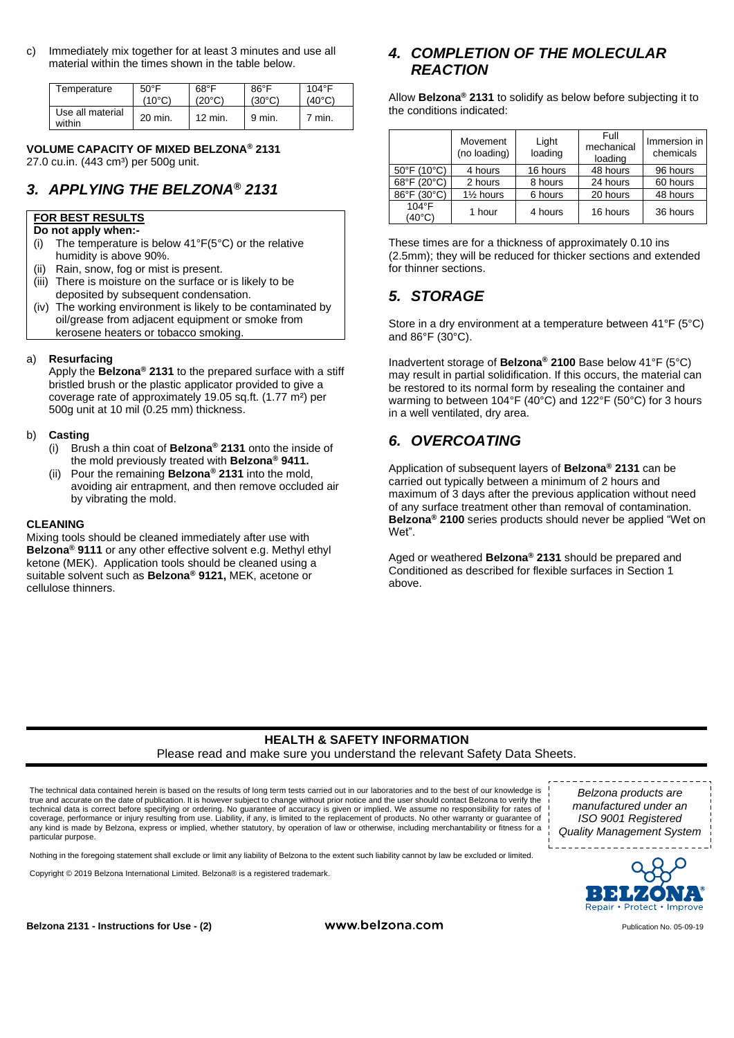c) Immediately mix together for at least 3 minutes and use all material within the times shown in the table below.

| Temperature | 50°F (10°C) | 68°F (20°C) | 86°F (30°C) | 104°F (40°C) |
|---|---|---|---|---|
| Use all material within | 20 min. | 12 min. | 9 min. | 7 min. |

**VOLUME CAPACITY OF MIXED BELZONA® 2131**
27.0 cu.in. (443 cm³) per 500g unit.

## *3. APPLYING THE BELZONA® 2131*

**FOR BEST RESULTS**
**Do not apply when:-**

(i) The temperature is below 41°F(5°C) or the relative humidity is above 90%.
(ii) Rain, snow, fog or mist is present.
(iii) There is moisture on the surface or is likely to be deposited by subsequent condensation.
(iv) The working environment is likely to be contaminated by oil/grease from adjacent equipment or smoke from kerosene heaters or tobacco smoking.

a) **Resurfacing**
Apply the **Belzona® 2131** to the prepared surface with a stiff bristled brush or the plastic applicator provided to give a coverage rate of approximately 19.05 sq.ft. (1.77 m²) per 500g unit at 10 mil (0.25 mm) thickness.

b) **Casting**
(i) Brush a thin coat of **Belzona® 2131** onto the inside of the mold previously treated with **Belzona® 9411.**
(ii) Pour the remaining **Belzona® 2131** into the mold, avoiding air entrapment, and then remove occluded air by vibrating the mold.

**CLEANING**
Mixing tools should be cleaned immediately after use with **Belzona® 9111** or any other effective solvent e.g. Methyl ethyl ketone (MEK). Application tools should be cleaned using a suitable solvent such as **Belzona® 9121,** MEK, acetone or cellulose thinners.

## *4. COMPLETION OF THE MOLECULAR REACTION*

Allow **Belzona® 2131** to solidify as below before subjecting it to the conditions indicated:

| | Movement (no loading) | Light loading | Full mechanical loading | Immersion in chemicals |
|---|---|---|---|---|
| 50°F (10°C) | 4 hours | 16 hours | 48 hours | 96 hours |
| 68°F (20°C) | 2 hours | 8 hours | 24 hours | 60 hours |
| 86°F (30°C) | 1½ hours | 6 hours | 20 hours | 48 hours |
| 104°F (40°C) | 1 hour | 4 hours | 16 hours | 36 hours |

These times are for a thickness of approximately 0.10 ins (2.5mm); they will be reduced for thicker sections and extended for thinner sections.

## *5. STORAGE*

Store in a dry environment at a temperature between 41°F (5°C) and 86°F (30°C).

Inadvertent storage of **Belzona® 2100** Base below 41°F (5°C) may result in partial solidification. If this occurs, the material can be restored to its normal form by resealing the container and warming to between 104°F (40°C) and 122°F (50°C) for 3 hours in a well ventilated, dry area.

## *6. OVERCOATING*

Application of subsequent layers of **Belzona® 2131** can be carried out typically between a minimum of 2 hours and maximum of 3 days after the previous application without need of any surface treatment other than removal of contamination. **Belzona® 2100** series products should never be applied "Wet on Wet".

Aged or weathered **Belzona® 2131** should be prepared and Conditioned as described for flexible surfaces in Section 1 above.

**HEALTH & SAFETY INFORMATION**
Please read and make sure you understand the relevant Safety Data Sheets.

The technical data contained herein is based on the results of long term tests carried out in our laboratories and to the best of our knowledge is true and accurate on the date of publication. It is however subject to change without prior notice and the user should contact Belzona to verify the technical data is correct before specifying or ordering. No guarantee of accuracy is given or implied. We assume no responsibility for rates of coverage, performance or injury resulting from use. Liability, if any, is limited to the replacement of products. No other warranty or guarantee of any kind is made by Belzona, express or implied, whether statutory, by operation of law or otherwise, including merchantability or fitness for a particular purpose.

*Belzona products are manufactured under an ISO 9001 Registered Quality Management System*

Nothing in the foregoing statement shall exclude or limit any liability of Belzona to the extent such liability cannot by law be excluded or limited.

Copyright © 2019 Belzona International Limited. Belzona® is a registered trademark.

BELZONA® Repair • Protect • Improve

**Belzona 2131 - Instructions for Use - (2)** www.belzona.com Publication No. 05-09-19